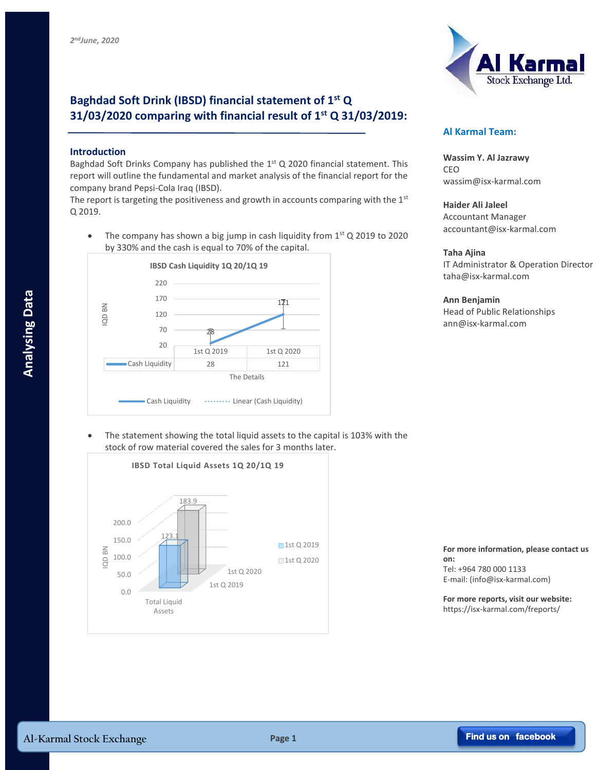*2nd June, 2020*

# Baghdad Soft Drink (IBSD) financial statement of 1st Q 31/03/2020 comparing with financial result of 1st Q 31/03/2019:

## Introduction

Baghdad Soft Drinks Company has published the 1st Q 2020 financial statement. This report will outline the fundamental and market analysis of the financial report for the company brand Pepsi-Cola Iraq (IBSD).
The report is targeting the positiveness and growth in accounts comparing with the 1st Q 2019.

- The company has shown a big jump in cash liquidity from 1st Q 2019 to 2020 by 330% and the cash is equal to 70% of the capital.

IBSD Cash Liquidity 1Q 20/1Q 19
IQD BN
220
170
120
70
20
28
121
1st Q 2019
1st Q 2020
Cash Liquidity
28
121
The Details
Cash Liquidity
Linear (Cash Liquidity)

- The statement showing the total liquid assets to the capital is 103% with the stock of row material covered the sales for 3 months later.

IBSD Total Liquid Assets 1Q 20/1Q 19
IQD BN
200.0
150.0
100.0
50.0
0.0
183.9
123.1
1st Q 2020
1st Q 2019
Total Liquid Assets
1st Q 2019
1st Q 2020

**Al Karmal Team:**

**Wassim Y. Al Jazrawy**
CEO
wassim@isx-karmal.com

**Haider Ali Jaleel**
Accountant Manager
accountant@isx-karmal.com

**Taha Ajina**
IT Administrator & Operation Director
taha@isx-karmal.com

**Ann Benjamin**
Head of Public Relationships
ann@isx-karmal.com

**For more information, please contact us on:**
Tel: +964 780 000 1133
E-mail: (info@isx-karmal.com)

**For more reports, visit our website:**
https://isx-karmal.com/freports/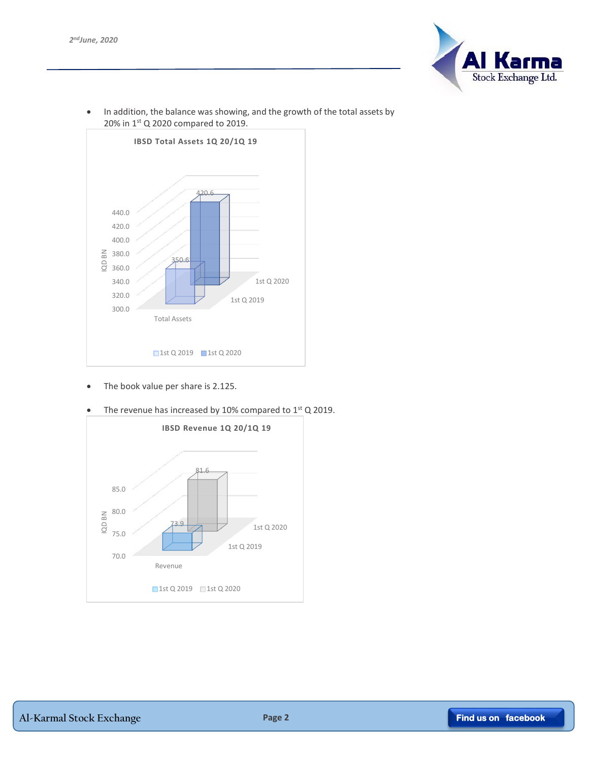- In addition, the balance was showing, and the growth of the total assets by 20% in 1st Q 2020 compared to 2019.

IBSD Total Assets 1Q 20/1Q 19

IQD BN

440.0
420.0
400.0
380.0
360.0
340.0
320.0
300.0

420.6
350.6

1st Q 2020
1st Q 2019
Total Assets

1st Q 2019   1st Q 2020

- The book value per share is 2.125.

- The revenue has increased by 10% compared to 1st Q 2019.

IBSD Revenue 1Q 20/1Q 19

IQD BN

85.0
80.0
75.0
70.0

81.6
73.9

1st Q 2020
1st Q 2019
Revenue

1st Q 2019   1st Q 2020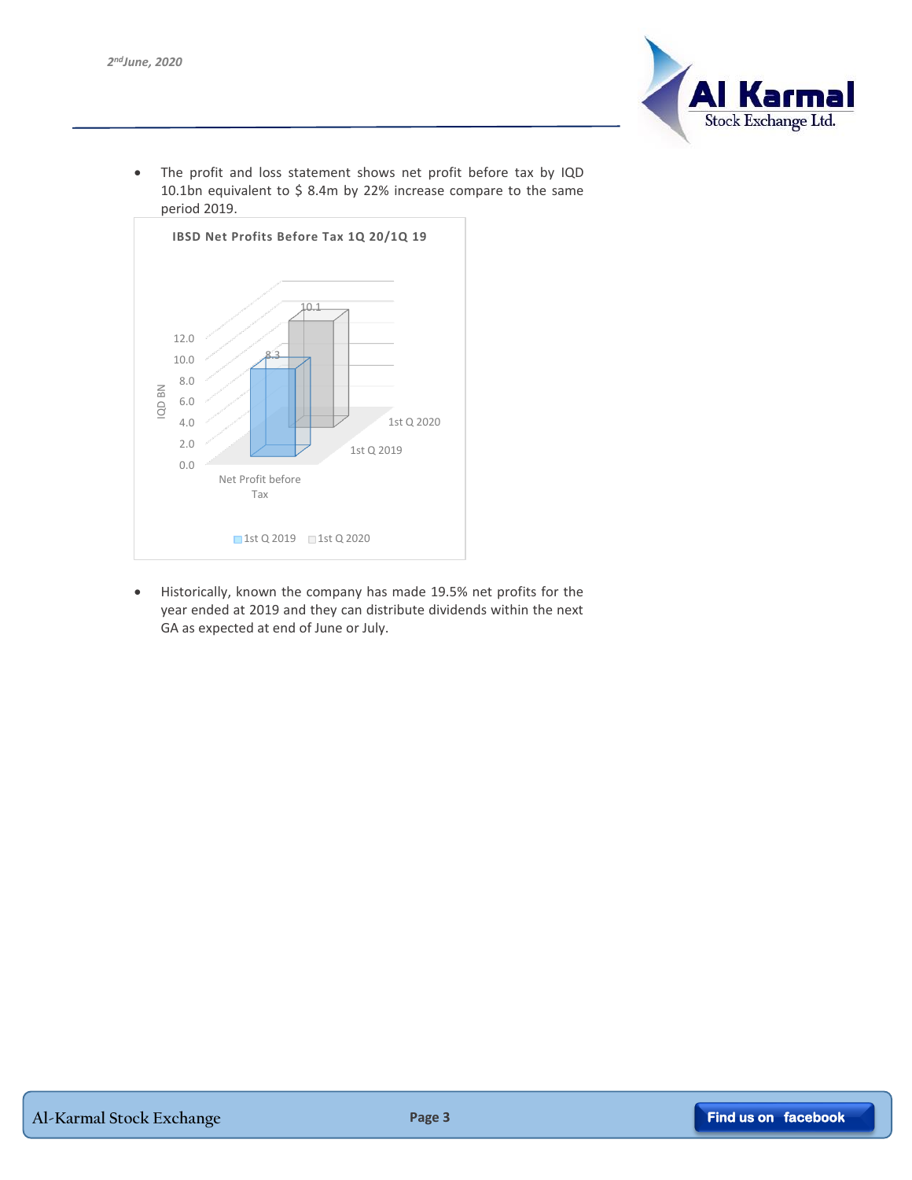- The profit and loss statement shows net profit before tax by IQD 10.1bn equivalent to $ 8.4m by 22% increase compare to the same period 2019.

IBSD Net Profits Before Tax 1Q 20/1Q 19

IQD BN

12.0
10.0
8.0
6.0
4.0
2.0
0.0

10.1
8.3

1st Q 2020
1st Q 2019

Net Profit before Tax

1st Q 2019 1st Q 2020

- Historically, known the company has made 19.5% net profits for the year ended at 2019 and they can distribute dividends within the next GA as expected at end of June or July.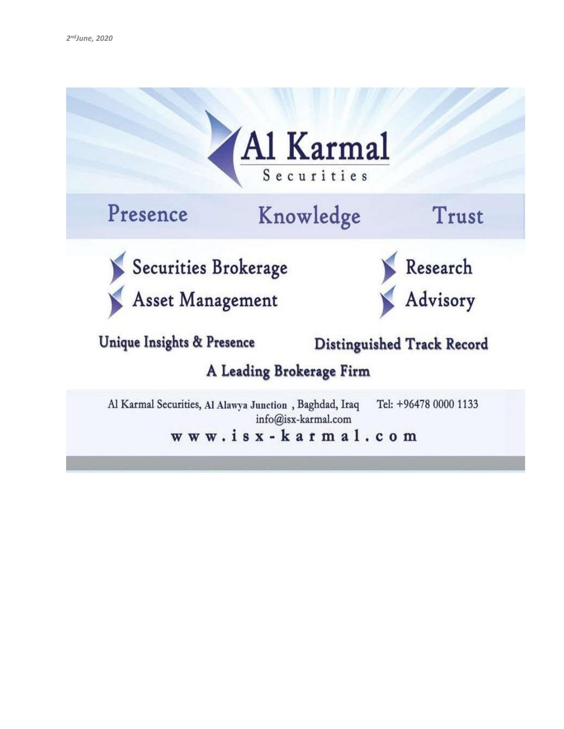*2[nd] June, 2020*

# Al Karmal
Securities

Presence Knowledge Trust

- Securities Brokerage
- Asset Management
- Research
- Advisory

**Unique Insights & Presence**

**Distinguished Track Record**

**A Leading Brokerage Firm**

Al Karmal Securities, Al Alawya Junction , Baghdad, Iraq Tel: +96478 0000 1133

info@isx-karmal.com

www.isx-karmal.com